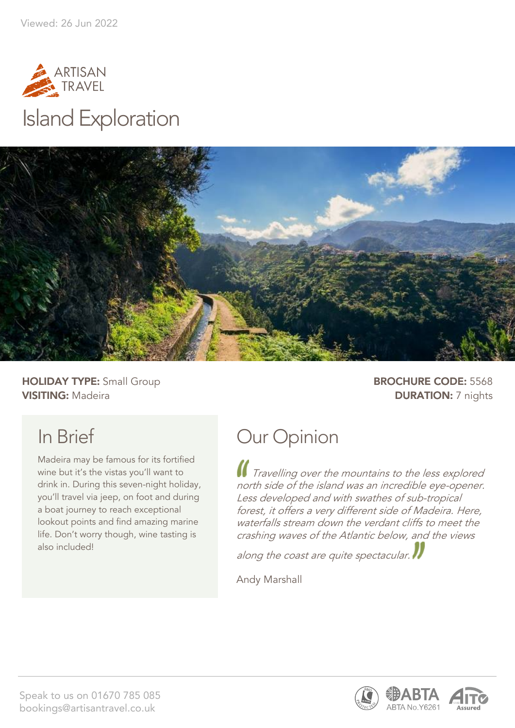Viewed: 26 Jun 2022

ARTISAN TRAVEL

# Island Exploration

**HOLIDAY TYPE:** Small Group
**VISITING:** Madeira

**BROCHURE CODE:** 5568
**DURATION:** 7 nights

## In Brief

Madeira may be famous for its fortified wine but it's the vistas you'll want to drink in. During this seven-night holiday, you'll travel via jeep, on foot and during a boat journey to reach exceptional lookout points and find amazing marine life. Don't worry though, wine tasting is also included!

## Our Opinion

*"Travelling over the mountains to the less explored north side of the island was an incredible eye-opener. Less developed and with swathes of sub-tropical forest, it offers a very different side of Madeira. Here, waterfalls stream down the verdant cliffs to meet the crashing waves of the Atlantic below, and the views along the coast are quite spectacular."*

Andy Marshall

Speak to us on 01670 785 085
bookings@artisantravel.co.uk

ABTA No.Y6261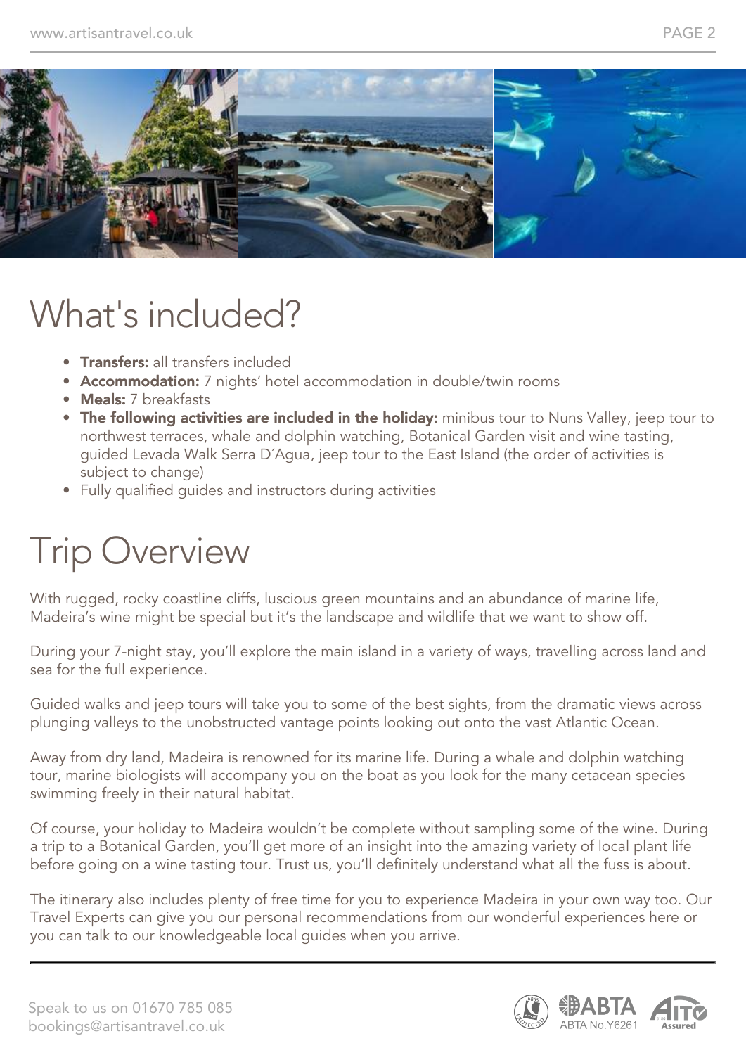# What's included?

- **Transfers:** all transfers included
- **Accommodation:** 7 nights' hotel accommodation in double/twin rooms
- **Meals:** 7 breakfasts
- **The following activities are included in the holiday:** minibus tour to Nuns Valley, jeep tour to northwest terraces, whale and dolphin watching, Botanical Garden visit and wine tasting, guided Levada Walk Serra D´Agua, jeep tour to the East Island (the order of activities is subject to change)
- Fully qualified guides and instructors during activities

# Trip Overview

With rugged, rocky coastline cliffs, luscious green mountains and an abundance of marine life, Madeira's wine might be special but it's the landscape and wildlife that we want to show off.

During your 7-night stay, you'll explore the main island in a variety of ways, travelling across land and sea for the full experience.

Guided walks and jeep tours will take you to some of the best sights, from the dramatic views across plunging valleys to the unobstructed vantage points looking out onto the vast Atlantic Ocean.

Away from dry land, Madeira is renowned for its marine life. During a whale and dolphin watching tour, marine biologists will accompany you on the boat as you look for the many cetacean species swimming freely in their natural habitat.

Of course, your holiday to Madeira wouldn't be complete without sampling some of the wine. During a trip to a Botanical Garden, you'll get more of an insight into the amazing variety of local plant life before going on a wine tasting tour. Trust us, you'll definitely understand what all the fuss is about.

The itinerary also includes plenty of free time for you to experience Madeira in your own way too. Our Travel Experts can give you our personal recommendations from our wonderful experiences here or you can talk to our knowledgeable local guides when you arrive.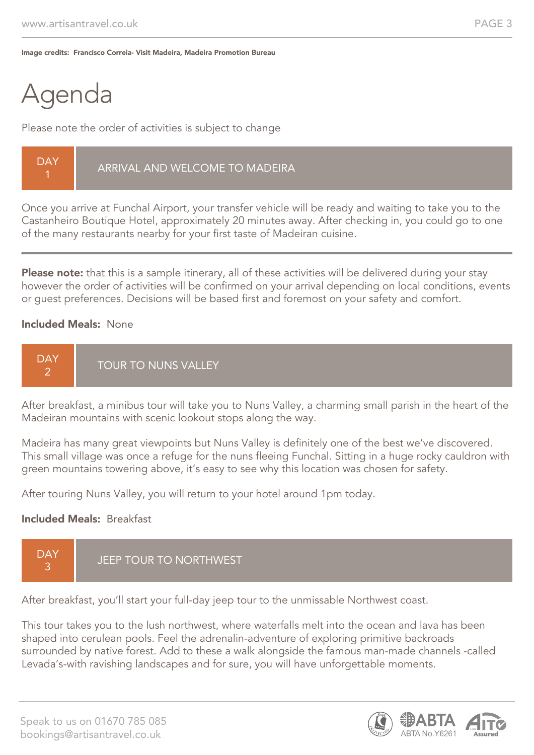Image credits: Francisco Correia- Visit Madeira, Madeira Promotion Bureau

# Agenda

Please note the order of activities is subject to change

## DAY 1 — ARRIVAL AND WELCOME TO MADEIRA

Once you arrive at Funchal Airport, your transfer vehicle will be ready and waiting to take you to the Castanheiro Boutique Hotel, approximately 20 minutes away. After checking in, you could go to one of the many restaurants nearby for your first taste of Madeiran cuisine.

---

**Please note:** that this is a sample itinerary, all of these activities will be delivered during your stay however the order of activities will be confirmed on your arrival depending on local conditions, events or guest preferences. Decisions will be based first and foremost on your safety and comfort.

**Included Meals:** None

## DAY 2 — TOUR TO NUNS VALLEY

After breakfast, a minibus tour will take you to Nuns Valley, a charming small parish in the heart of the Madeiran mountains with scenic lookout stops along the way.

Madeira has many great viewpoints but Nuns Valley is definitely one of the best we've discovered. This small village was once a refuge for the nuns fleeing Funchal. Sitting in a huge rocky cauldron with green mountains towering above, it's easy to see why this location was chosen for safety.

After touring Nuns Valley, you will return to your hotel around 1pm today.

**Included Meals:** Breakfast

## DAY 3 — JEEP TOUR TO NORTHWEST

After breakfast, you'll start your full-day jeep tour to the unmissable Northwest coast.

This tour takes you to the lush northwest, where waterfalls melt into the ocean and lava has been shaped into cerulean pools. Feel the adrenalin-adventure of exploring primitive backroads surrounded by native forest. Add to these a walk alongside the famous man-made channels -called Levada's-with ravishing landscapes and for sure, you will have unforgettable moments.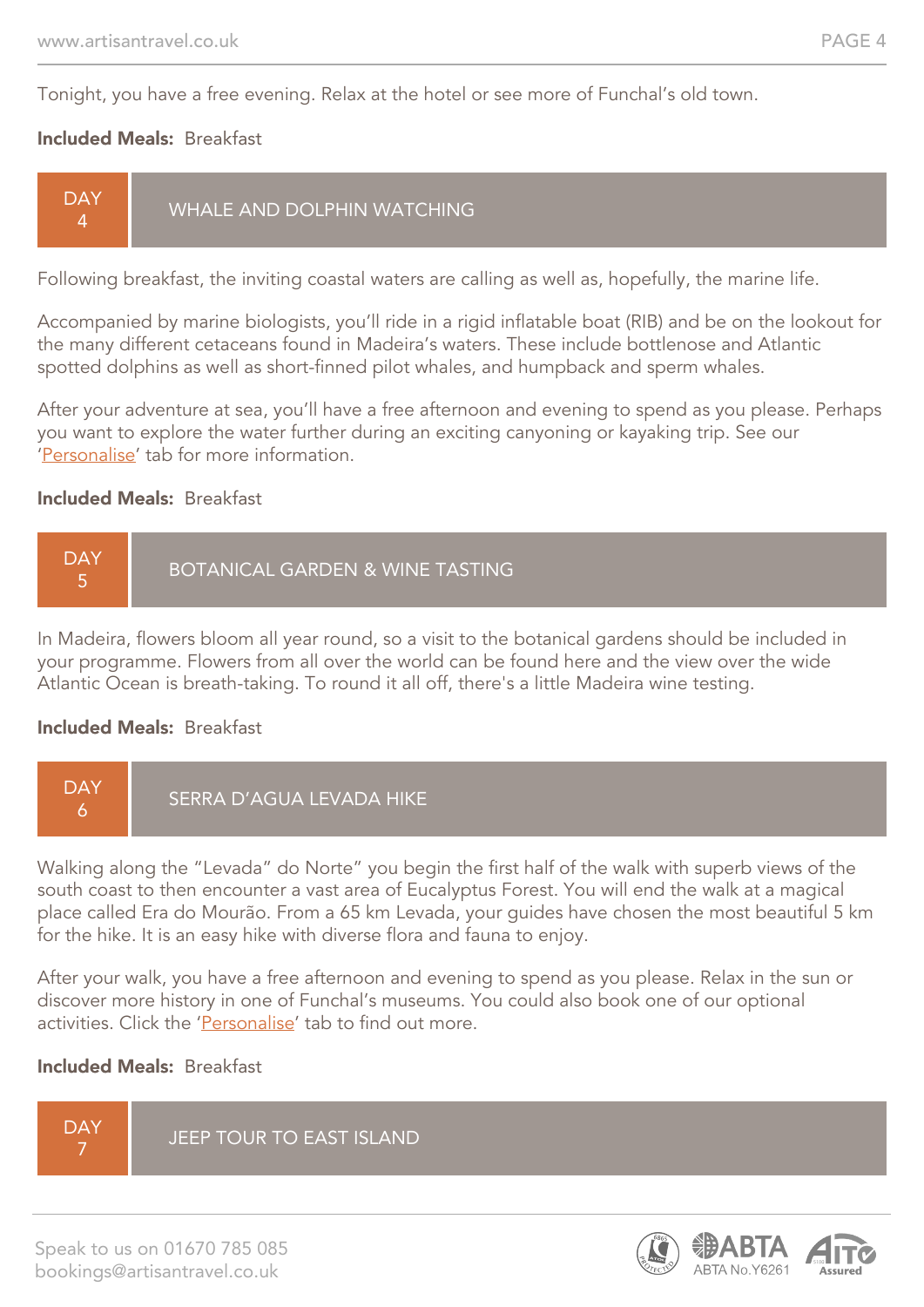Tonight, you have a free evening. Relax at the hotel or see more of Funchal's old town.

**Included Meals:** Breakfast

## DAY 4 — WHALE AND DOLPHIN WATCHING

Following breakfast, the inviting coastal waters are calling as well as, hopefully, the marine life.

Accompanied by marine biologists, you'll ride in a rigid inflatable boat (RIB) and be on the lookout for the many different cetaceans found in Madeira's waters. These include bottlenose and Atlantic spotted dolphins as well as short-finned pilot whales, and humpback and sperm whales.

After your adventure at sea, you'll have a free afternoon and evening to spend as you please. Perhaps you want to explore the water further during an exciting canyoning or kayaking trip. See our 'Personalise' tab for more information.

**Included Meals:** Breakfast

## DAY 5 — BOTANICAL GARDEN & WINE TASTING

In Madeira, flowers bloom all year round, so a visit to the botanical gardens should be included in your programme. Flowers from all over the world can be found here and the view over the wide Atlantic Ocean is breath-taking. To round it all off, there's a little Madeira wine testing.

**Included Meals:** Breakfast

## DAY 6 — SERRA D'AGUA LEVADA HIKE

Walking along the "Levada" do Norte" you begin the first half of the walk with superb views of the south coast to then encounter a vast area of Eucalyptus Forest. You will end the walk at a magical place called Era do Mourão. From a 65 km Levada, your guides have chosen the most beautiful 5 km for the hike. It is an easy hike with diverse flora and fauna to enjoy.

After your walk, you have a free afternoon and evening to spend as you please. Relax in the sun or discover more history in one of Funchal's museums. You could also book one of our optional activities. Click the 'Personalise' tab to find out more.

**Included Meals:** Breakfast

## DAY 7 — JEEP TOUR TO EAST ISLAND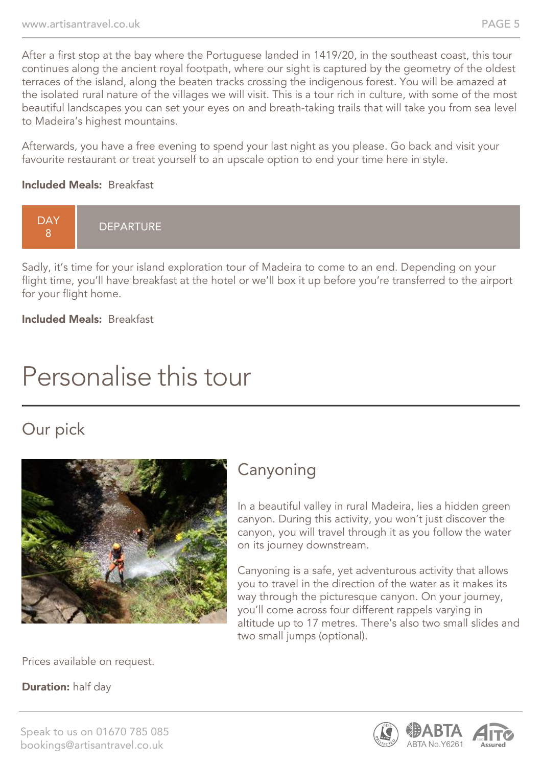After a first stop at the bay where the Portuguese landed in 1419/20, in the southeast coast, this tour continues along the ancient royal footpath, where our sight is captured by the geometry of the oldest terraces of the island, along the beaten tracks crossing the indigenous forest. You will be amazed at the isolated rural nature of the villages we will visit. This is a tour rich in culture, with some of the most beautiful landscapes you can set your eyes on and breath-taking trails that will take you from sea level to Madeira's highest mountains.

Afterwards, you have a free evening to spend your last night as you please. Go back and visit your favourite restaurant or treat yourself to an upscale option to end your time here in style.

**Included Meals:** Breakfast

## DAY 8 DEPARTURE

Sadly, it's time for your island exploration tour of Madeira to come to an end. Depending on your flight time, you'll have breakfast at the hotel or we'll box it up before you're transferred to the airport for your flight home.

**Included Meals:** Breakfast

# Personalise this tour

## Our pick

### Canyoning

In a beautiful valley in rural Madeira, lies a hidden green canyon. During this activity, you won't just discover the canyon, you will travel through it as you follow the water on its journey downstream.

Canyoning is a safe, yet adventurous activity that allows you to travel in the direction of the water as it makes its way through the picturesque canyon. On your journey, you'll come across four different rappels varying in altitude up to 17 metres. There's also two small slides and two small jumps (optional).

Prices available on request.

**Duration:** half day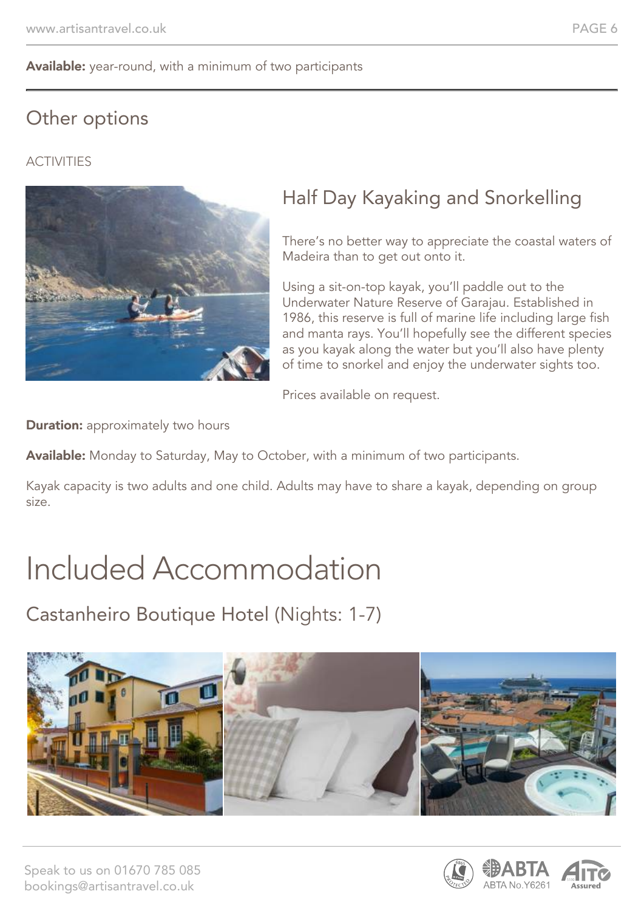**Available:** year-round, with a minimum of two participants

## Other options

ACTIVITIES

### Half Day Kayaking and Snorkelling

There's no better way to appreciate the coastal waters of Madeira than to get out onto it.

Using a sit-on-top kayak, you'll paddle out to the Underwater Nature Reserve of Garajau. Established in 1986, this reserve is full of marine life including large fish and manta rays. You'll hopefully see the different species as you kayak along the water but you'll also have plenty of time to snorkel and enjoy the underwater sights too.

Prices available on request.

**Duration:** approximately two hours

**Available:** Monday to Saturday, May to October, with a minimum of two participants.

Kayak capacity is two adults and one child. Adults may have to share a kayak, depending on group size.

# Included Accommodation

## Castanheiro Boutique Hotel (Nights: 1-7)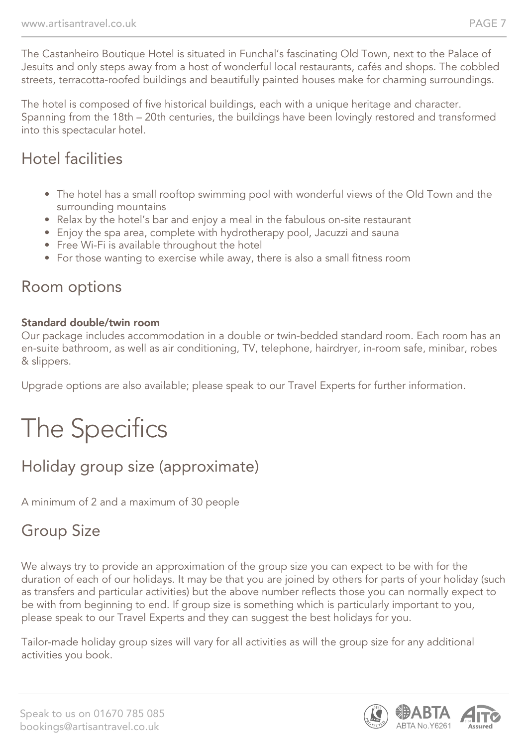The Castanheiro Boutique Hotel is situated in Funchal's fascinating Old Town, next to the Palace of Jesuits and only steps away from a host of wonderful local restaurants, cafés and shops. The cobbled streets, terracotta-roofed buildings and beautifully painted houses make for charming surroundings.

The hotel is composed of five historical buildings, each with a unique heritage and character. Spanning from the 18th – 20th centuries, the buildings have been lovingly restored and transformed into this spectacular hotel.

## Hotel facilities

- The hotel has a small rooftop swimming pool with wonderful views of the Old Town and the surrounding mountains
- Relax by the hotel's bar and enjoy a meal in the fabulous on-site restaurant
- Enjoy the spa area, complete with hydrotherapy pool, Jacuzzi and sauna
- Free Wi-Fi is available throughout the hotel
- For those wanting to exercise while away, there is also a small fitness room

## Room options

**Standard double/twin room**
Our package includes accommodation in a double or twin-bedded standard room. Each room has an en-suite bathroom, as well as air conditioning, TV, telephone, hairdryer, in-room safe, minibar, robes & slippers.

Upgrade options are also available; please speak to our Travel Experts for further information.

# The Specifics

## Holiday group size (approximate)

A minimum of 2 and a maximum of 30 people

## Group Size

We always try to provide an approximation of the group size you can expect to be with for the duration of each of our holidays. It may be that you are joined by others for parts of your holiday (such as transfers and particular activities) but the above number reflects those you can normally expect to be with from beginning to end. If group size is something which is particularly important to you, please speak to our Travel Experts and they can suggest the best holidays for you.

Tailor-made holiday group sizes will vary for all activities as will the group size for any additional activities you book.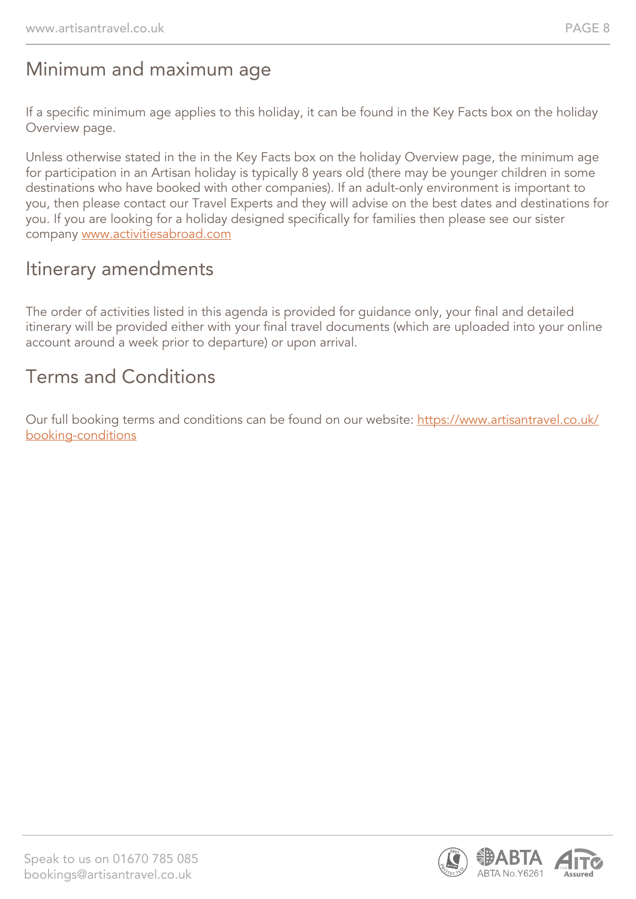## Minimum and maximum age

If a specific minimum age applies to this holiday, it can be found in the Key Facts box on the holiday Overview page.

Unless otherwise stated in the in the Key Facts box on the holiday Overview page, the minimum age for participation in an Artisan holiday is typically 8 years old (there may be younger children in some destinations who have booked with other companies). If an adult-only environment is important to you, then please contact our Travel Experts and they will advise on the best dates and destinations for you. If you are looking for a holiday designed specifically for families then please see our sister company [www.activitiesabroad.com](www.activitiesabroad.com)

## Itinerary amendments

The order of activities listed in this agenda is provided for guidance only, your final and detailed itinerary will be provided either with your final travel documents (which are uploaded into your online account around a week prior to departure) or upon arrival.

## Terms and Conditions

Our full booking terms and conditions can be found on our website: [https://www.artisantravel.co.uk/booking-conditions](https://www.artisantravel.co.uk/booking-conditions)